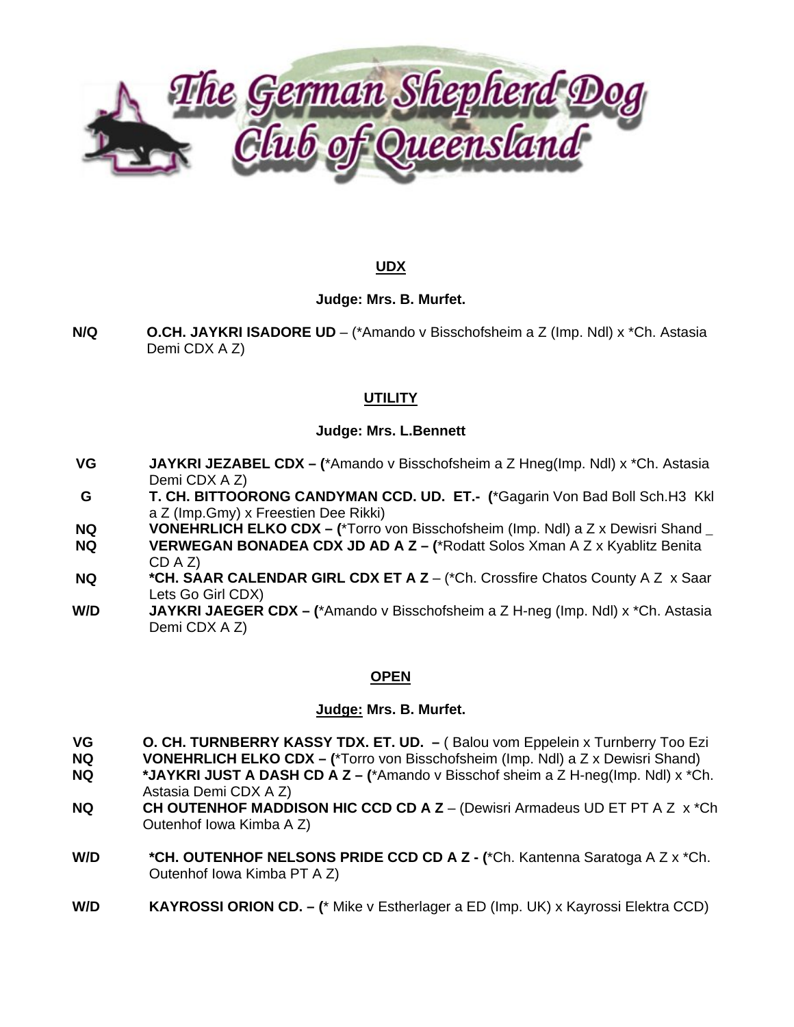# The German Shepherd Dog Club of Queensland

## UDX

**Judge: Mrs. B. Murfet.**

**N/Q** **O.CH. JAYKRI ISADORE UD** – (*Amando v Bisschofsheim a Z (Imp. Ndl) x *Ch. Astasia Demi CDX A Z)

## UTILITY

**Judge: Mrs. L.Bennett**

**VG** **JAYKRI JEZABEL CDX – (***Amando v Bisschofsheim a Z Hneg(Imp. Ndl) x *Ch. Astasia Demi CDX A Z)

**G** **T. CH. BITTOORONG CANDYMAN CCD. UD. ET.- (***Gagarin Von Bad Boll Sch.H3 Kkl a Z (Imp.Gmy) x Freestien Dee Rikki)

**NQ** **VONEHRLICH ELKO CDX – (***Torro von Bisschofsheim (Imp. Ndl) a Z x Dewisri Shand _

**NQ** **VERWEGAN BONADEA CDX JD AD A Z – (***Rodatt Solos Xman A Z x Kyablitz Benita CD A Z)

**NQ** ***CH. SAAR CALENDAR GIRL CDX ET A Z** – (*Ch. Crossfire Chatos County A Z x Saar Lets Go Girl CDX)

**W/D** **JAYKRI JAEGER CDX – (***Amando v Bisschofsheim a Z H-neg (Imp. Ndl) x *Ch. Astasia Demi CDX A Z)

## OPEN

**Judge: Mrs. B. Murfet.**

**VG** **O. CH. TURNBERRY KASSY TDX. ET. UD. –** ( Balou vom Eppelein x Turnberry Too Ezi

**NQ** **VONEHRLICH ELKO CDX – (***Torro von Bisschofsheim (Imp. Ndl) a Z x Dewisri Shand)

**NQ** ***JAYKRI JUST A DASH CD A Z – (***Amando v Bisschof sheim a Z H-neg(Imp. Ndl) x *Ch. Astasia Demi CDX A Z)

**NQ** **CH OUTENHOF MADDISON HIC CCD CD A Z** – (Dewisri Armadeus UD ET PT A Z x *Ch Outenhof Iowa Kimba A Z)

**W/D** ***CH. OUTENHOF NELSONS PRIDE CCD CD A Z - (***Ch. Kantenna Saratoga A Z x *Ch. Outenhof Iowa Kimba PT A Z)

**W/D** **KAYROSSI ORION CD. – (*** Mike v Estherlager a ED (Imp. UK) x Kayrossi Elektra CCD)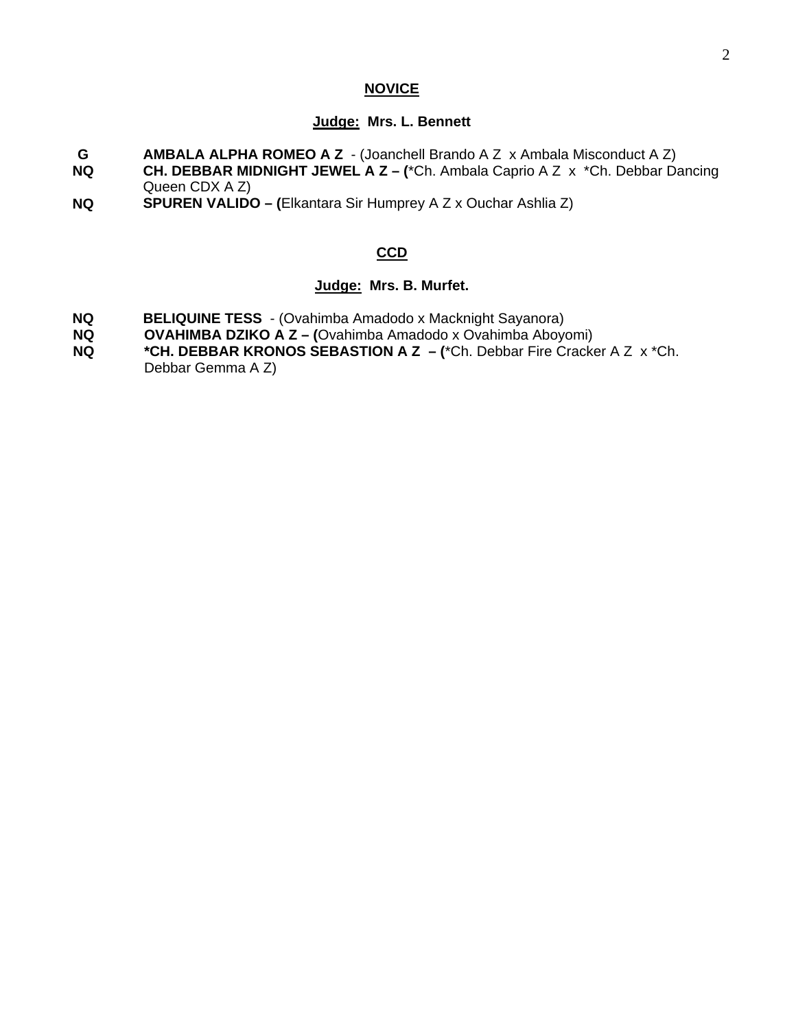## NOVICE

**Judge: Mrs. L. Bennett**

| | |
|---|---|
| G | **AMBALA ALPHA ROMEO A Z** - (Joanchell Brando A Z x Ambala Misconduct A Z) |
| NQ | **CH. DEBBAR MIDNIGHT JEWEL A Z – (**\*Ch. Ambala Caprio A Z x \*Ch. Debbar Dancing Queen CDX A Z) |
| NQ | **SPUREN VALIDO – (**Elkantara Sir Humprey A Z x Ouchar Ashlia Z) |

## CCD

**Judge: Mrs. B. Murfet.**

| | |
|---|---|
| NQ | **BELIQUINE TESS** - (Ovahimba Amadodo x Macknight Sayanora) |
| NQ | **OVAHIMBA DZIKO A Z – (**Ovahimba Amadodo x Ovahimba Aboyomi) |
| NQ | **\*CH. DEBBAR KRONOS SEBASTION A Z – (**\*Ch. Debbar Fire Cracker A Z x \*Ch. Debbar Gemma A Z) |